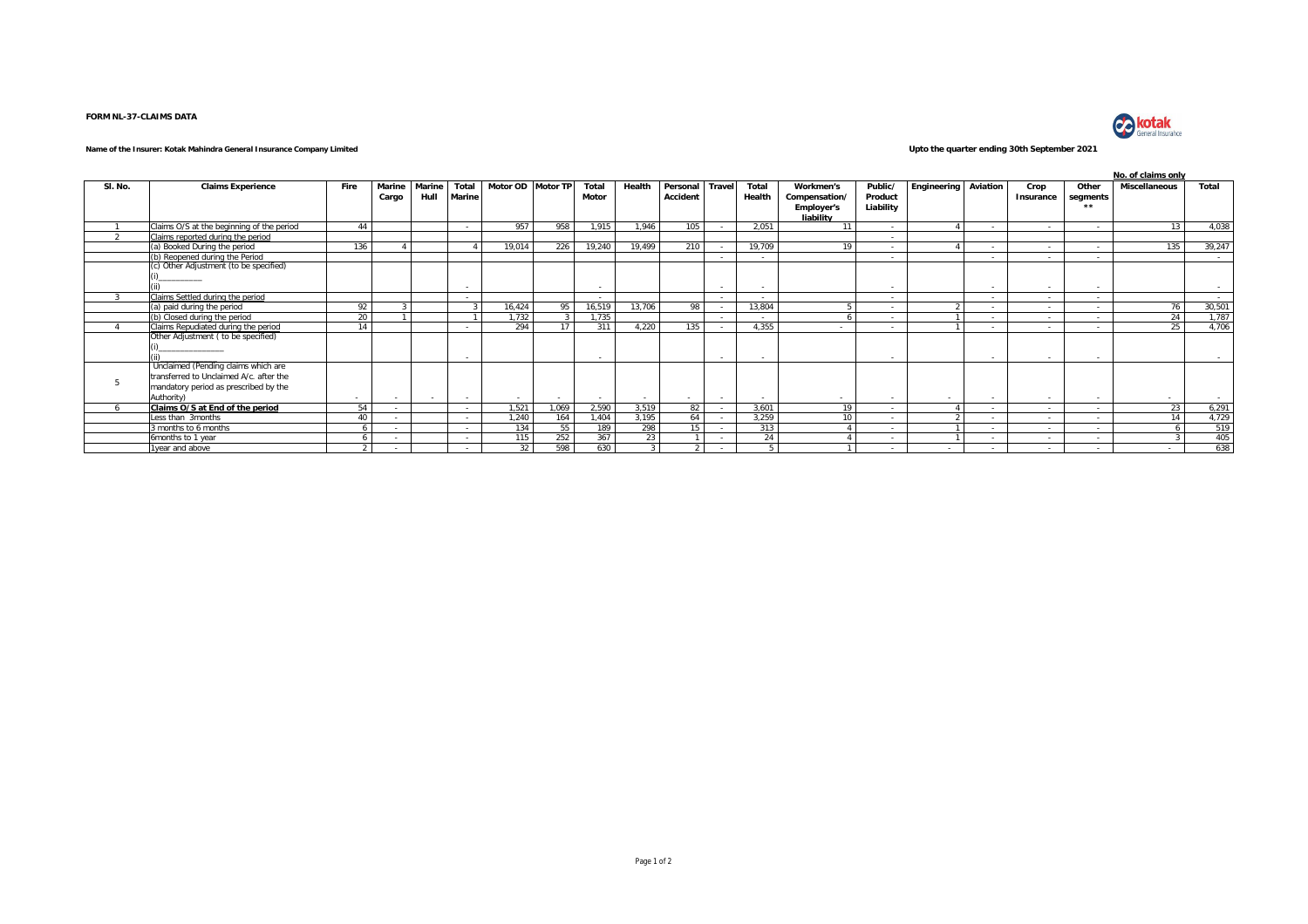**FORM NL-37-CLAIMS DATA**

**Name of the Insurer: Kotak Mahindra General Insurance Company Limited**

**Upto the quarter ending 30th September 2021**

**No. of claims only**

| Sl. No. | Claims Experience | Fire | Marine Cargo | Marine Hull | Total Marine | Motor OD | Motor TP | Total Motor | Health | Personal Accident | Travel | Total Health | Workmen's Compensation/ Employer's liability | Public/ Product Liability | Engineering | Aviation | Crop Insurance | Other segments ** | Miscellaneous | Total |
|---|---|---|---|---|---|---|---|---|---|---|---|---|---|---|---|---|---|---|---|---|
| 1 | Claims O/S at the beginning of the period | 44 | | | - | 957 | 958 | 1,915 | 1,946 | 105 | - | 2,051 | 11 | - | 4 | - | - | - | 13 | 4,038 |
| 2 | Claims reported during the period | | | | | | | | | | | | | - | | | | | | |
| | (a) Booked During the period | 136 | 4 | | 4 | 19,014 | 226 | 19,240 | 19,499 | 210 | - | 19,709 | 19 | - | 4 | - | - | - | 135 | 39,247 |
| | (b) Reopened during the Period | | | | | | | | | | - | - | | - | | - | - | - | | - |
| | (c) Other Adjustment (to be specified) (i)\_\_\_\_\_\_\_ (ii) | | | | - | | | - | | | - | - | | - | | - | - | - | | - |
| 3 | Claims Settled during the period | | | | - | | | - | | | - | - | | - | | - | - | - | | - |
| | (a) paid during the period | 92 | 3 | | 3 | 16,424 | 95 | 16,519 | 13,706 | 98 | - | 13,804 | 5 | - | 2 | - | - | - | 76 | 30,501 |
| | (b) Closed during the period | 20 | 1 | | 1 | 1,732 | 3 | 1,735 | | | - | - | 6 | - | 1 | - | - | - | 24 | 1,787 |
| 4 | Claims Repudiated during the period | 14 | | | - | 294 | 17 | 311 | 4,220 | 135 | - | 4,355 | - | - | 1 | - | - | - | 25 | 4,706 |
| | Other Adjustment ( to be specified) (i)\_\_\_\_\_\_\_ (ii) | | | | - | | | - | | | - | - | | - | | - | - | - | | - |
| 5 | Unclaimed (Pending claims which are transferred to Unclaimed A/c. after the mandatory period as prescribed by the Authority) | - | - | - | - | - | - | - | - | - | - | - | - | - | - | - | - | - | - | - |
| 6 | **Claims O/S at End of the period** | 54 | - | | - | 1,521 | 1,069 | 2,590 | 3,519 | 82 | - | 3,601 | 19 | - | 4 | - | - | - | 23 | 6,291 |
| | Less than 3months | 40 | - | | - | 1,240 | 164 | 1,404 | 3,195 | 64 | - | 3,259 | 10 | - | 2 | - | - | - | 14 | 4,729 |
| | 3 months to 6 months | 6 | - | | - | 134 | 55 | 189 | 298 | 15 | - | 313 | 4 | - | 1 | - | - | - | 6 | 519 |
| | 6months to 1 year | 6 | - | | - | 115 | 252 | 367 | 23 | 1 | - | 24 | 4 | - | 1 | - | - | - | 3 | 405 |
| | 1year and above | 2 | - | | - | 32 | 598 | 630 | 3 | 2 | - | 5 | 1 | - | - | - | - | - | - | 638 |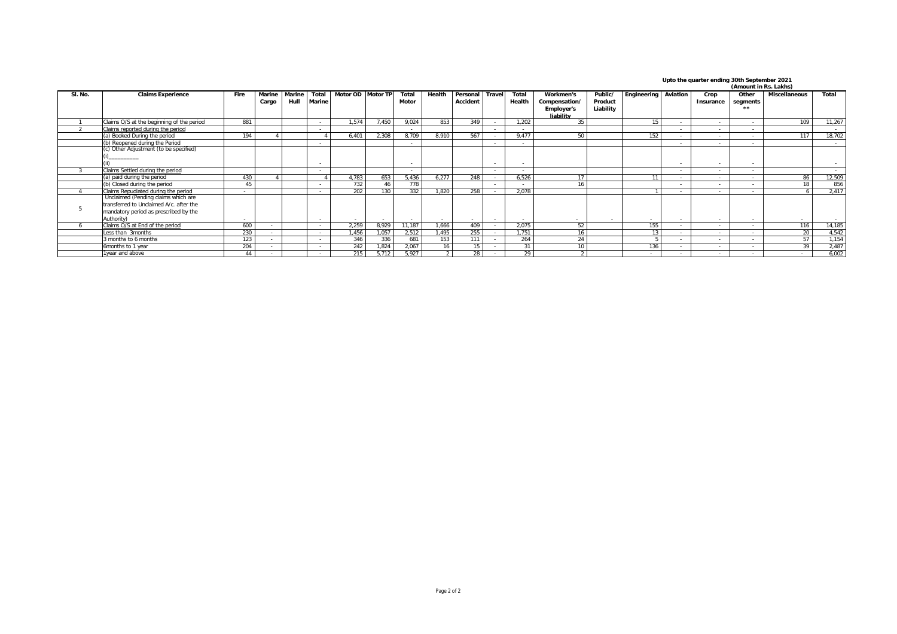**Upto the quarter ending 30th September 2021**

**(Amount in Rs. Lakhs)**

| Sl. No. | Claims Experience | Fire | Marine Cargo | Marine Hull | Total Marine | Motor OD | Motor TP | Total Motor | Health | Personal Accident | Travel | Total Health | Workmen's Compensation/ Employer's liability | Public/ Product Liability | Engineering | Aviation | Crop Insurance | Other segments ** | Miscellaneous | Total |
|---|---|---|---|---|---|---|---|---|---|---|---|---|---|---|---|---|---|---|---|---|
| 1 | Claims O/S at the beginning of the period | 881 | | | - | 1,574 | 7,450 | 9,024 | 853 | 349 | - | 1,202 | 35 | | 15 | - | - | - | 109 | 11,267 |
| 2 | Claims reported during the period | | | | - | | | - | | | - | - | | | | - | - | - | | - |
| | (a) Booked During the period | 194 | 4 | | 4 | 6,401 | 2,308 | 8,709 | 8,910 | 567 | - | 9,477 | 50 | | 152 | - | - | - | 117 | 18,702 |
| | (b) Reopened during the Period | | | | - | | | - | | | - | - | | | | - | - | - | | - |
| | (c) Other Adjustment (to be specified) (i)\_\_\_\_\_\_\_ (ii) | | | | - | | | - | | | - | - | | | | - | - | - | | - |
| 3 | Claims Settled during the period | | | | - | | | - | | | - | - | | | | - | - | - | | - |
| | (a) paid during the period | 430 | 4 | | 4 | 4,783 | 653 | 5,436 | 6,277 | 248 | - | 6,526 | 17 | | 11 | - | - | - | 86 | 12,509 |
| | (b) Closed during the period | 45 | | | - | 732 | 46 | 778 | | | - | - | 16 | | | - | - | - | 18 | 856 |
| 4 | Claims Repudiated during the period | - | | | - | 202 | 130 | 332 | 1,820 | 258 | - | 2,078 | | | 1 | - | - | - | 6 | 2,417 |
| 5 | Unclaimed (Pending claims which are transferred to Unclaimed A/c. after the mandatory period as prescribed by the Authority) | - | | | - | - | - | - | - | - | - | - | - | - | - | - | - | - | - | - |
| 6 | Claims O/S at End of the period | 600 | - | | - | 2,259 | 8,929 | 11,187 | 1,666 | 409 | - | 2,075 | 52 | | 155 | - | - | - | 116 | 14,185 |
| | Less than 3months | 230 | - | | - | 1,456 | 1,057 | 2,512 | 1,495 | 255 | - | 1,751 | 16 | | 13 | - | - | - | 20 | 4,542 |
| | 3 months to 6 months | 123 | - | | - | 346 | 336 | 681 | 153 | 111 | - | 264 | 24 | | 5 | - | - | - | 57 | 1,154 |
| | 6months to 1 year | 204 | - | | - | 242 | 1,824 | 2,067 | 16 | 15 | - | 31 | 10 | | 136 | - | - | - | 39 | 2,487 |
| | 1year and above | 44 | - | | - | 215 | 5,712 | 5,927 | 2 | 28 | - | 29 | 2 | | - | - | - | - | - | 6,002 |